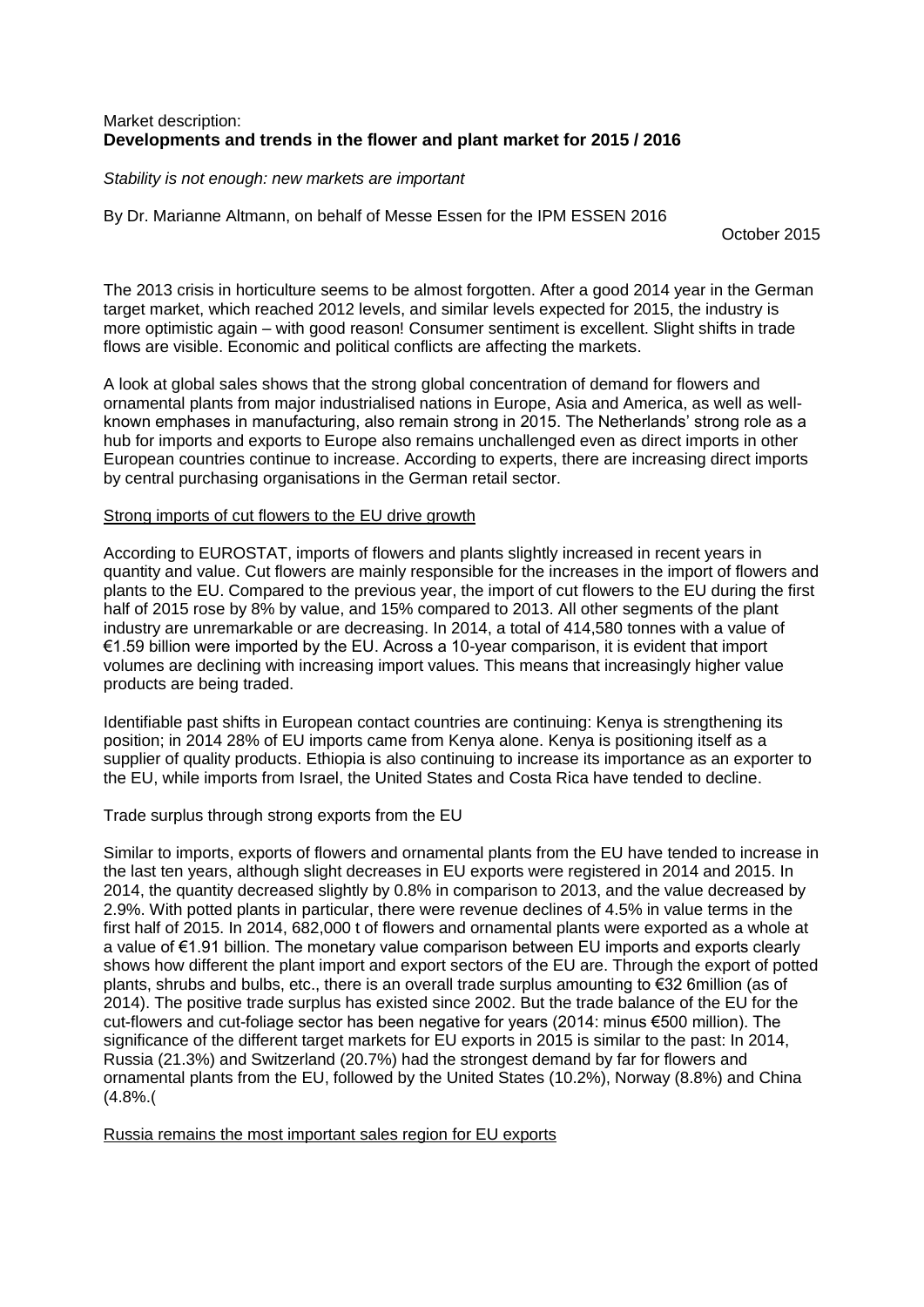Market description:
**Developments and trends in the flower and plant market for 2015 / 2016**

*Stability is not enough: new markets are important*

By Dr. Marianne Altmann, on behalf of Messe Essen for the IPM ESSEN 2016

October 2015

The 2013 crisis in horticulture seems to be almost forgotten. After a good 2014 year in the German target market, which reached 2012 levels, and similar levels expected for 2015, the industry is more optimistic again – with good reason! Consumer sentiment is excellent. Slight shifts in trade flows are visible. Economic and political conflicts are affecting the markets.

A look at global sales shows that the strong global concentration of demand for flowers and ornamental plants from major industrialised nations in Europe, Asia and America, as well as well-known emphases in manufacturing, also remain strong in 2015. The Netherlands' strong role as a hub for imports and exports to Europe also remains unchallenged even as direct imports in other European countries continue to increase. According to experts, there are increasing direct imports by central purchasing organisations in the German retail sector.

<u>Strong imports of cut flowers to the EU drive growth</u>

According to EUROSTAT, imports of flowers and plants slightly increased in recent years in quantity and value. Cut flowers are mainly responsible for the increases in the import of flowers and plants to the EU. Compared to the previous year, the import of cut flowers to the EU during the first half of 2015 rose by 8% by value, and 15% compared to 2013. All other segments of the plant industry are unremarkable or are decreasing. In 2014, a total of 414,580 tonnes with a value of €1.59 billion were imported by the EU. Across a 10-year comparison, it is evident that import volumes are declining with increasing import values. This means that increasingly higher value products are being traded.

Identifiable past shifts in European contact countries are continuing: Kenya is strengthening its position; in 2014 28% of EU imports came from Kenya alone. Kenya is positioning itself as a supplier of quality products. Ethiopia is also continuing to increase its importance as an exporter to the EU, while imports from Israel, the United States and Costa Rica have tended to decline.

Trade surplus through strong exports from the EU

Similar to imports, exports of flowers and ornamental plants from the EU have tended to increase in the last ten years, although slight decreases in EU exports were registered in 2014 and 2015. In 2014, the quantity decreased slightly by 0.8% in comparison to 2013, and the value decreased by 2.9%. With potted plants in particular, there were revenue declines of 4.5% in value terms in the first half of 2015. In 2014, 682,000 t of flowers and ornamental plants were exported as a whole at a value of €1.91 billion. The monetary value comparison between EU imports and exports clearly shows how different the plant import and export sectors of the EU are. Through the export of potted plants, shrubs and bulbs, etc., there is an overall trade surplus amounting to €32 6million (as of 2014). The positive trade surplus has existed since 2002. But the trade balance of the EU for the cut-flowers and cut-foliage sector has been negative for years (2014: minus €500 million). The significance of the different target markets for EU exports in 2015 is similar to the past: In 2014, Russia (21.3%) and Switzerland (20.7%) had the strongest demand by far for flowers and ornamental plants from the EU, followed by the United States (10.2%), Norway (8.8%) and China (4.8%.(

<u>Russia remains the most important sales region for EU exports</u>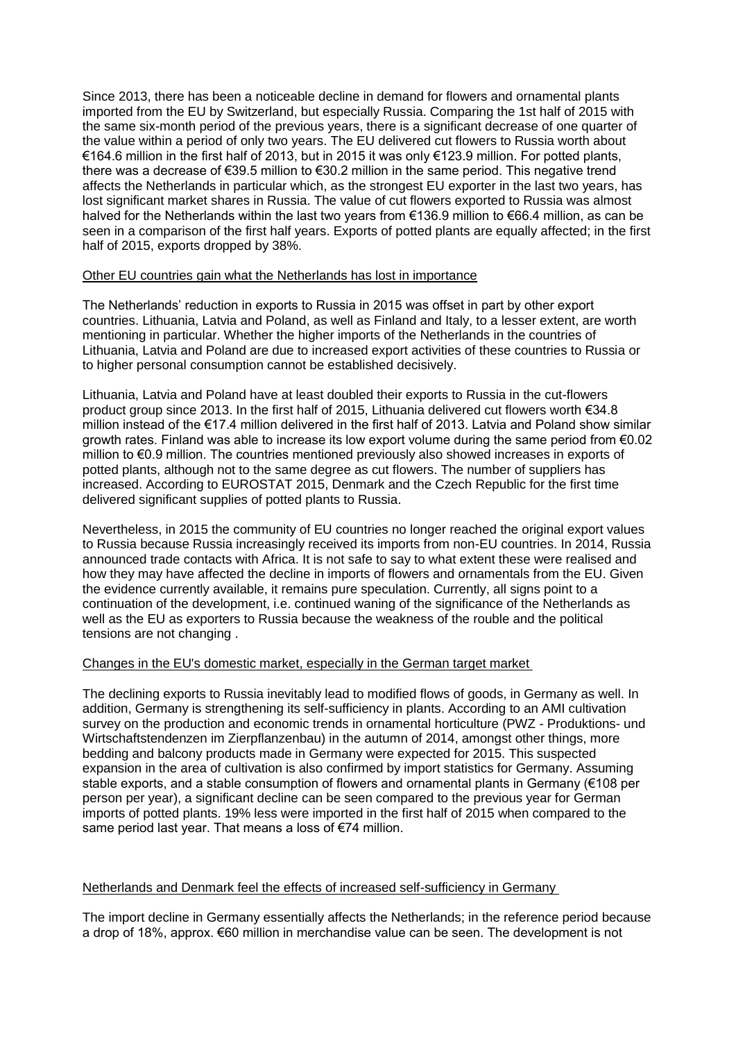Since 2013, there has been a noticeable decline in demand for flowers and ornamental plants imported from the EU by Switzerland, but especially Russia. Comparing the 1st half of 2015 with the same six-month period of the previous years, there is a significant decrease of one quarter of the value within a period of only two years. The EU delivered cut flowers to Russia worth about €164.6 million in the first half of 2013, but in 2015 it was only €123.9 million. For potted plants, there was a decrease of €39.5 million to €30.2 million in the same period. This negative trend affects the Netherlands in particular which, as the strongest EU exporter in the last two years, has lost significant market shares in Russia. The value of cut flowers exported to Russia was almost halved for the Netherlands within the last two years from €136.9 million to €66.4 million, as can be seen in a comparison of the first half years. Exports of potted plants are equally affected; in the first half of 2015, exports dropped by 38%.

## Other EU countries gain what the Netherlands has lost in importance

The Netherlands' reduction in exports to Russia in 2015 was offset in part by other export countries. Lithuania, Latvia and Poland, as well as Finland and Italy, to a lesser extent, are worth mentioning in particular. Whether the higher imports of the Netherlands in the countries of Lithuania, Latvia and Poland are due to increased export activities of these countries to Russia or to higher personal consumption cannot be established decisively.

Lithuania, Latvia and Poland have at least doubled their exports to Russia in the cut-flowers product group since 2013. In the first half of 2015, Lithuania delivered cut flowers worth €34.8 million instead of the €17.4 million delivered in the first half of 2013. Latvia and Poland show similar growth rates. Finland was able to increase its low export volume during the same period from €0.02 million to €0.9 million. The countries mentioned previously also showed increases in exports of potted plants, although not to the same degree as cut flowers. The number of suppliers has increased. According to EUROSTAT 2015, Denmark and the Czech Republic for the first time delivered significant supplies of potted plants to Russia.

Nevertheless, in 2015 the community of EU countries no longer reached the original export values to Russia because Russia increasingly received its imports from non-EU countries. In 2014, Russia announced trade contacts with Africa. It is not safe to say to what extent these were realised and how they may have affected the decline in imports of flowers and ornamentals from the EU. Given the evidence currently available, it remains pure speculation. Currently, all signs point to a continuation of the development, i.e. continued waning of the significance of the Netherlands as well as the EU as exporters to Russia because the weakness of the rouble and the political tensions are not changing .

## Changes in the EU's domestic market, especially in the German target market

The declining exports to Russia inevitably lead to modified flows of goods, in Germany as well. In addition, Germany is strengthening its self-sufficiency in plants. According to an AMI cultivation survey on the production and economic trends in ornamental horticulture (PWZ - Produktions- und Wirtschaftstendenzen im Zierpflanzenbau) in the autumn of 2014, amongst other things, more bedding and balcony products made in Germany were expected for 2015. This suspected expansion in the area of cultivation is also confirmed by import statistics for Germany. Assuming stable exports, and a stable consumption of flowers and ornamental plants in Germany (€108 per person per year), a significant decline can be seen compared to the previous year for German imports of potted plants. 19% less were imported in the first half of 2015 when compared to the same period last year. That means a loss of €74 million.

## Netherlands and Denmark feel the effects of increased self-sufficiency in Germany

The import decline in Germany essentially affects the Netherlands; in the reference period because a drop of 18%, approx. €60 million in merchandise value can be seen. The development is not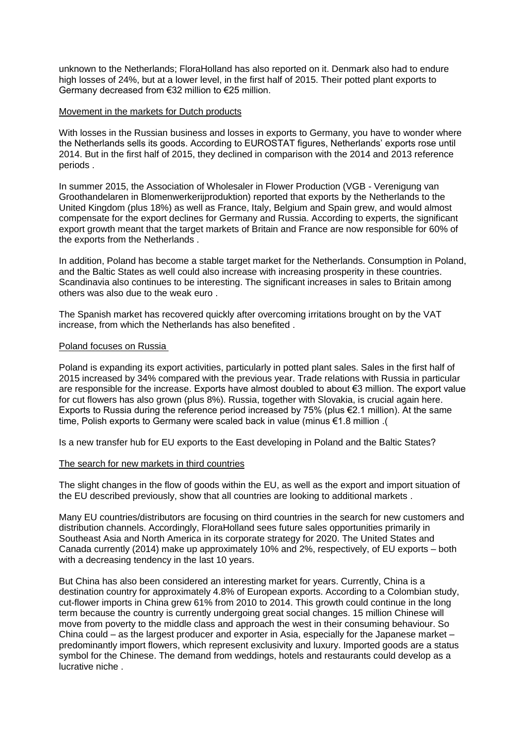unknown to the Netherlands; FloraHolland has also reported on it. Denmark also had to endure high losses of 24%, but at a lower level, in the first half of 2015. Their potted plant exports to Germany decreased from €32 million to €25 million.

## Movement in the markets for Dutch products

With losses in the Russian business and losses in exports to Germany, you have to wonder where the Netherlands sells its goods. According to EUROSTAT figures, Netherlands' exports rose until 2014. But in the first half of 2015, they declined in comparison with the 2014 and 2013 reference periods .

In summer 2015, the Association of Wholesaler in Flower Production (VGB - Verenigung van Groothandelaren in Blomenwerkerijproduktion) reported that exports by the Netherlands to the United Kingdom (plus 18%) as well as France, Italy, Belgium and Spain grew, and would almost compensate for the export declines for Germany and Russia. According to experts, the significant export growth meant that the target markets of Britain and France are now responsible for 60% of the exports from the Netherlands .

In addition, Poland has become a stable target market for the Netherlands. Consumption in Poland, and the Baltic States as well could also increase with increasing prosperity in these countries. Scandinavia also continues to be interesting. The significant increases in sales to Britain among others was also due to the weak euro .

The Spanish market has recovered quickly after overcoming irritations brought on by the VAT increase, from which the Netherlands has also benefited .

## Poland focuses on Russia

Poland is expanding its export activities, particularly in potted plant sales. Sales in the first half of 2015 increased by 34% compared with the previous year. Trade relations with Russia in particular are responsible for the increase. Exports have almost doubled to about €3 million. The export value for cut flowers has also grown (plus 8%). Russia, together with Slovakia, is crucial again here. Exports to Russia during the reference period increased by 75% (plus €2.1 million). At the same time, Polish exports to Germany were scaled back in value (minus €1.8 million .(

Is a new transfer hub for EU exports to the East developing in Poland and the Baltic States?

## The search for new markets in third countries

The slight changes in the flow of goods within the EU, as well as the export and import situation of the EU described previously, show that all countries are looking to additional markets .

Many EU countries/distributors are focusing on third countries in the search for new customers and distribution channels. Accordingly, FloraHolland sees future sales opportunities primarily in Southeast Asia and North America in its corporate strategy for 2020. The United States and Canada currently (2014) make up approximately 10% and 2%, respectively, of EU exports – both with a decreasing tendency in the last 10 years.

But China has also been considered an interesting market for years. Currently, China is a destination country for approximately 4.8% of European exports. According to a Colombian study, cut-flower imports in China grew 61% from 2010 to 2014. This growth could continue in the long term because the country is currently undergoing great social changes. 15 million Chinese will move from poverty to the middle class and approach the west in their consuming behaviour. So China could – as the largest producer and exporter in Asia, especially for the Japanese market – predominantly import flowers, which represent exclusivity and luxury. Imported goods are a status symbol for the Chinese. The demand from weddings, hotels and restaurants could develop as a lucrative niche .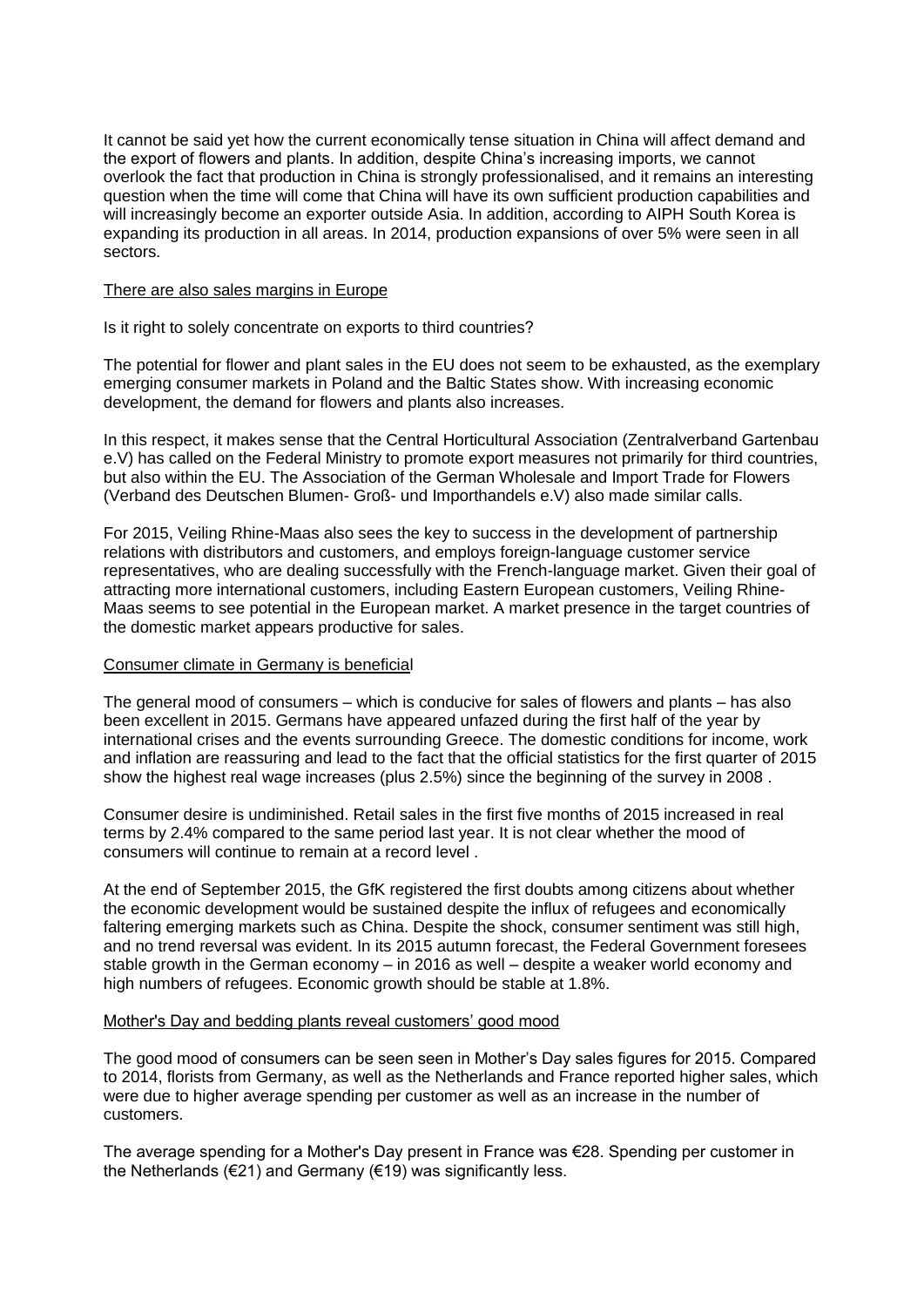It cannot be said yet how the current economically tense situation in China will affect demand and the export of flowers and plants. In addition, despite China's increasing imports, we cannot overlook the fact that production in China is strongly professionalised, and it remains an interesting question when the time will come that China will have its own sufficient production capabilities and will increasingly become an exporter outside Asia. In addition, according to AIPH South Korea is expanding its production in all areas. In 2014, production expansions of over 5% were seen in all sectors.

## There are also sales margins in Europe

Is it right to solely concentrate on exports to third countries?

The potential for flower and plant sales in the EU does not seem to be exhausted, as the exemplary emerging consumer markets in Poland and the Baltic States show. With increasing economic development, the demand for flowers and plants also increases.

In this respect, it makes sense that the Central Horticultural Association (Zentralverband Gartenbau e.V) has called on the Federal Ministry to promote export measures not primarily for third countries, but also within the EU. The Association of the German Wholesale and Import Trade for Flowers (Verband des Deutschen Blumen- Groß- und Importhandels e.V) also made similar calls.

For 2015, Veiling Rhine-Maas also sees the key to success in the development of partnership relations with distributors and customers, and employs foreign-language customer service representatives, who are dealing successfully with the French-language market. Given their goal of attracting more international customers, including Eastern European customers, Veiling Rhine-Maas seems to see potential in the European market. A market presence in the target countries of the domestic market appears productive for sales.

## Consumer climate in Germany is beneficial

The general mood of consumers – which is conducive for sales of flowers and plants – has also been excellent in 2015. Germans have appeared unfazed during the first half of the year by international crises and the events surrounding Greece. The domestic conditions for income, work and inflation are reassuring and lead to the fact that the official statistics for the first quarter of 2015 show the highest real wage increases (plus 2.5%) since the beginning of the survey in 2008 .

Consumer desire is undiminished. Retail sales in the first five months of 2015 increased in real terms by 2.4% compared to the same period last year. It is not clear whether the mood of consumers will continue to remain at a record level .

At the end of September 2015, the GfK registered the first doubts among citizens about whether the economic development would be sustained despite the influx of refugees and economically faltering emerging markets such as China. Despite the shock, consumer sentiment was still high, and no trend reversal was evident. In its 2015 autumn forecast, the Federal Government foresees stable growth in the German economy – in 2016 as well – despite a weaker world economy and high numbers of refugees. Economic growth should be stable at 1.8%.

## Mother's Day and bedding plants reveal customers' good mood

The good mood of consumers can be seen seen in Mother's Day sales figures for 2015. Compared to 2014, florists from Germany, as well as the Netherlands and France reported higher sales, which were due to higher average spending per customer as well as an increase in the number of customers.

The average spending for a Mother's Day present in France was €28. Spending per customer in the Netherlands (€21) and Germany (€19) was significantly less.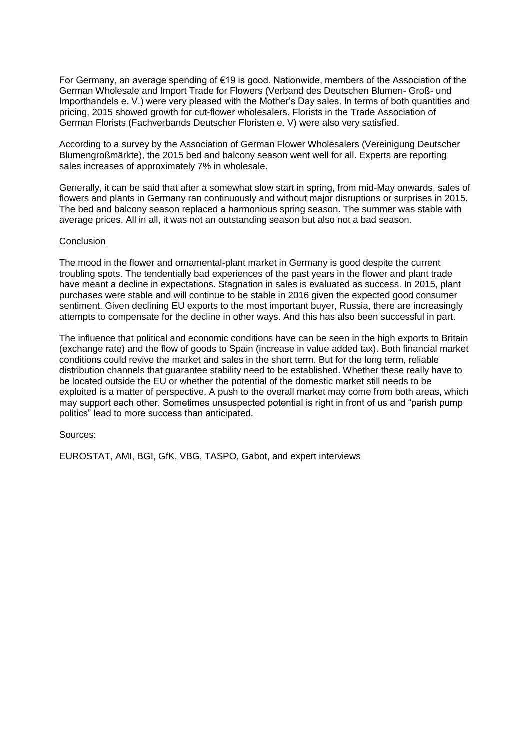For Germany, an average spending of €19 is good. Nationwide, members of the Association of the German Wholesale and Import Trade for Flowers (Verband des Deutschen Blumen- Groß- und Importhandels e. V.) were very pleased with the Mother's Day sales. In terms of both quantities and pricing, 2015 showed growth for cut-flower wholesalers. Florists in the Trade Association of German Florists (Fachverbands Deutscher Floristen e. V) were also very satisfied.

According to a survey by the Association of German Flower Wholesalers (Vereinigung Deutscher Blumengroßmärkte), the 2015 bed and balcony season went well for all. Experts are reporting sales increases of approximately 7% in wholesale.

Generally, it can be said that after a somewhat slow start in spring, from mid-May onwards, sales of flowers and plants in Germany ran continuously and without major disruptions or surprises in 2015. The bed and balcony season replaced a harmonious spring season. The summer was stable with average prices. All in all, it was not an outstanding season but also not a bad season.

## Conclusion

The mood in the flower and ornamental-plant market in Germany is good despite the current troubling spots. The tendentially bad experiences of the past years in the flower and plant trade have meant a decline in expectations. Stagnation in sales is evaluated as success. In 2015, plant purchases were stable and will continue to be stable in 2016 given the expected good consumer sentiment. Given declining EU exports to the most important buyer, Russia, there are increasingly attempts to compensate for the decline in other ways. And this has also been successful in part.

The influence that political and economic conditions have can be seen in the high exports to Britain (exchange rate) and the flow of goods to Spain (increase in value added tax). Both financial market conditions could revive the market and sales in the short term. But for the long term, reliable distribution channels that guarantee stability need to be established. Whether these really have to be located outside the EU or whether the potential of the domestic market still needs to be exploited is a matter of perspective. A push to the overall market may come from both areas, which may support each other. Sometimes unsuspected potential is right in front of us and "parish pump politics" lead to more success than anticipated.

Sources:

EUROSTAT, AMI, BGI, GfK, VBG, TASPO, Gabot, and expert interviews